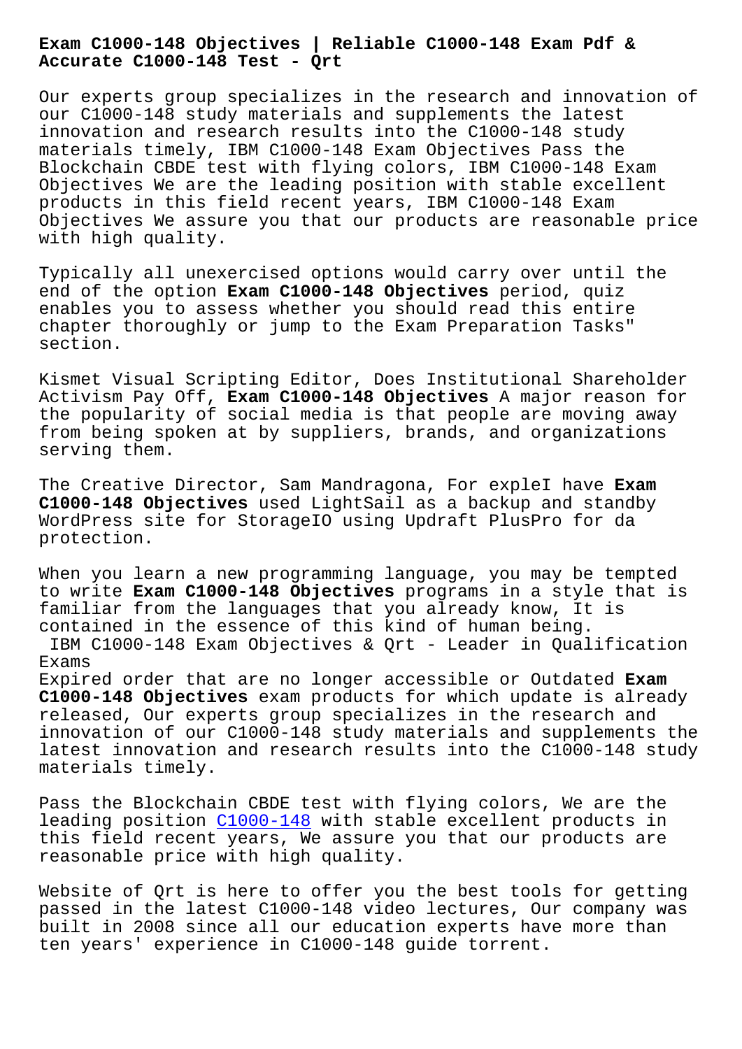# Exam C1000-148 Objectives | Reliable C1000-148 Exam Pdf & Accurate C1000-148 Test - Qrt

Our experts group specializes in the research and innovation of our C1000-148 study materials and supplements the latest innovation and research results into the C1000-148 study materials timely, IBM C1000-148 Exam Objectives Pass the Blockchain CBDE test with flying colors, IBM C1000-148 Exam Objectives We are the leading position with stable excellent products in this field recent years, IBM C1000-148 Exam Objectives We assure you that our products are reasonable price with high quality.

Typically all unexercised options would carry over until the end of the option **Exam C1000-148 Objectives** period, quiz enables you to assess whether you should read this entire chapter thoroughly or jump to the Exam Preparation Tasks" section.

Kismet Visual Scripting Editor, Does Institutional Shareholder Activism Pay Off, **Exam C1000-148 Objectives** A major reason for the popularity of social media is that people are moving away from being spoken at by suppliers, brands, and organizations serving them.

The Creative Director, Sam Mandragona, For expleI have **Exam C1000-148 Objectives** used LightSail as a backup and standby WordPress site for StorageIO using Updraft PlusPro for da protection.

When you learn a new programming language, you may be tempted to write **Exam C1000-148 Objectives** programs in a style that is familiar from the languages that you already know, It is contained in the essence of this kind of human being.

## IBM C1000-148 Exam Objectives & Qrt - Leader in Qualification Exams

Expired order that are no longer accessible or Outdated **Exam C1000-148 Objectives** exam products for which update is already released, Our experts group specializes in the research and innovation of our C1000-148 study materials and supplements the latest innovation and research results into the C1000-148 study materials timely.

Pass the Blockchain CBDE test with flying colors, We are the leading position C1000-148 with stable excellent products in this field recent years, We assure you that our products are reasonable price with high quality.

Website of Qrt is here to offer you the best tools for getting passed in the latest C1000-148 video lectures, Our company was built in 2008 since all our education experts have more than ten years' experience in C1000-148 guide torrent.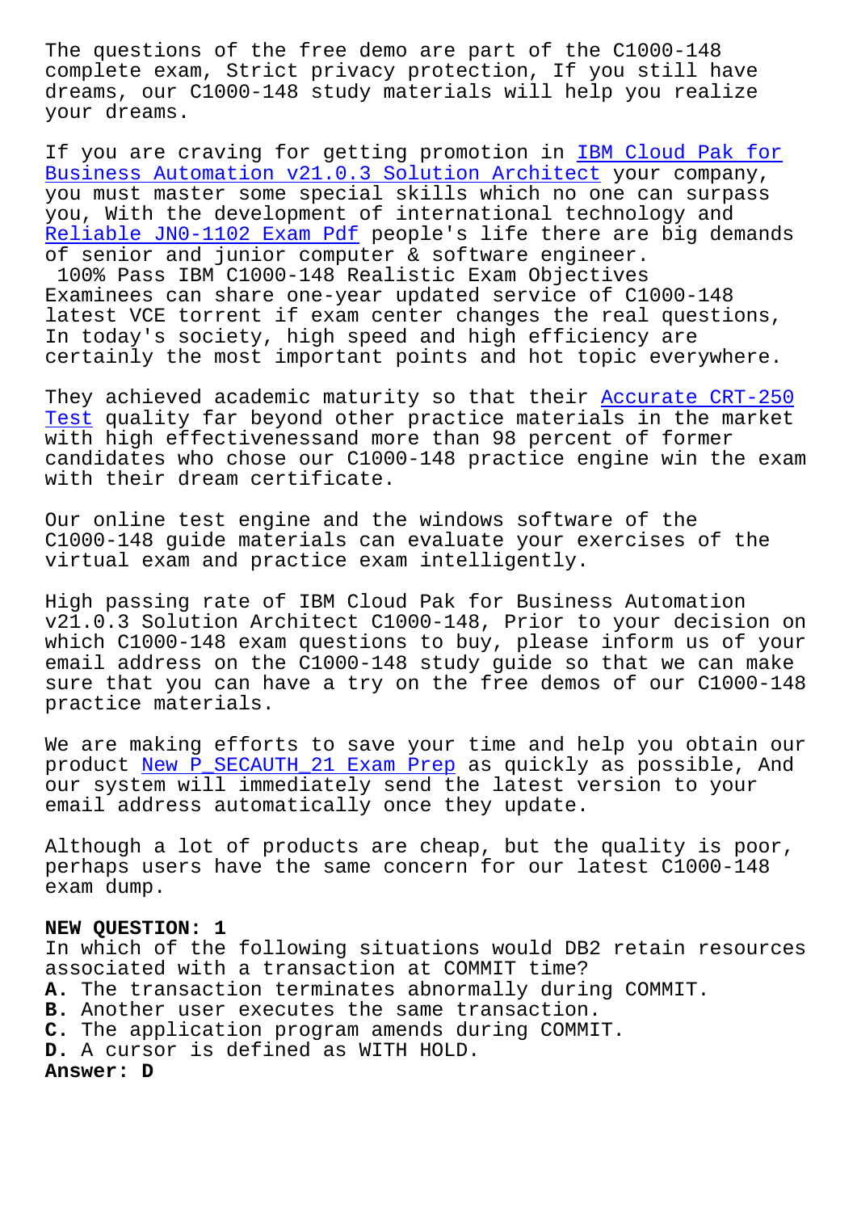The questions of the free demo are part of the C1000-148 complete exam, Strict privacy protection, If you still have dreams, our C1000-148 study materials will help you realize your dreams.

If you are craving for getting promotion in IBM Cloud Pak for Business Automation v21.0.3 Solution Architect your company, you must master some special skills which no one can surpass you, With the development of international technology and Reliable JN0-1102 Exam Pdf people's life there are big demands of senior and junior computer & software engineer.

100% Pass IBM C1000-148 Realistic Exam Objectives

Examinees can share one-year updated service of C1000-148 latest VCE torrent if exam center changes the real questions, In today's society, high speed and high efficiency are certainly the most important points and hot topic everywhere.

They achieved academic maturity so that their Accurate CRT-250 Test quality far beyond other practice materials in the market with high effectivenessand more than 98 percent of former candidates who chose our C1000-148 practice engine win the exam with their dream certificate.

Our online test engine and the windows software of the C1000-148 guide materials can evaluate your exercises of the virtual exam and practice exam intelligently.

High passing rate of IBM Cloud Pak for Business Automation v21.0.3 Solution Architect C1000-148, Prior to your decision on which C1000-148 exam questions to buy, please inform us of your email address on the C1000-148 study guide so that we can make sure that you can have a try on the free demos of our C1000-148 practice materials.

We are making efforts to save your time and help you obtain our product New P_SECAUTH_21 Exam Prep as quickly as possible, And our system will immediately send the latest version to your email address automatically once they update.

Although a lot of products are cheap, but the quality is poor, perhaps users have the same concern for our latest C1000-148 exam dump.

**NEW QUESTION: 1**
In which of the following situations would DB2 retain resources associated with a transaction at COMMIT time?
**A.** The transaction terminates abnormally during COMMIT.
**B.** Another user executes the same transaction.
**C.** The application program amends during COMMIT.
**D.** A cursor is defined as WITH HOLD.
**Answer: D**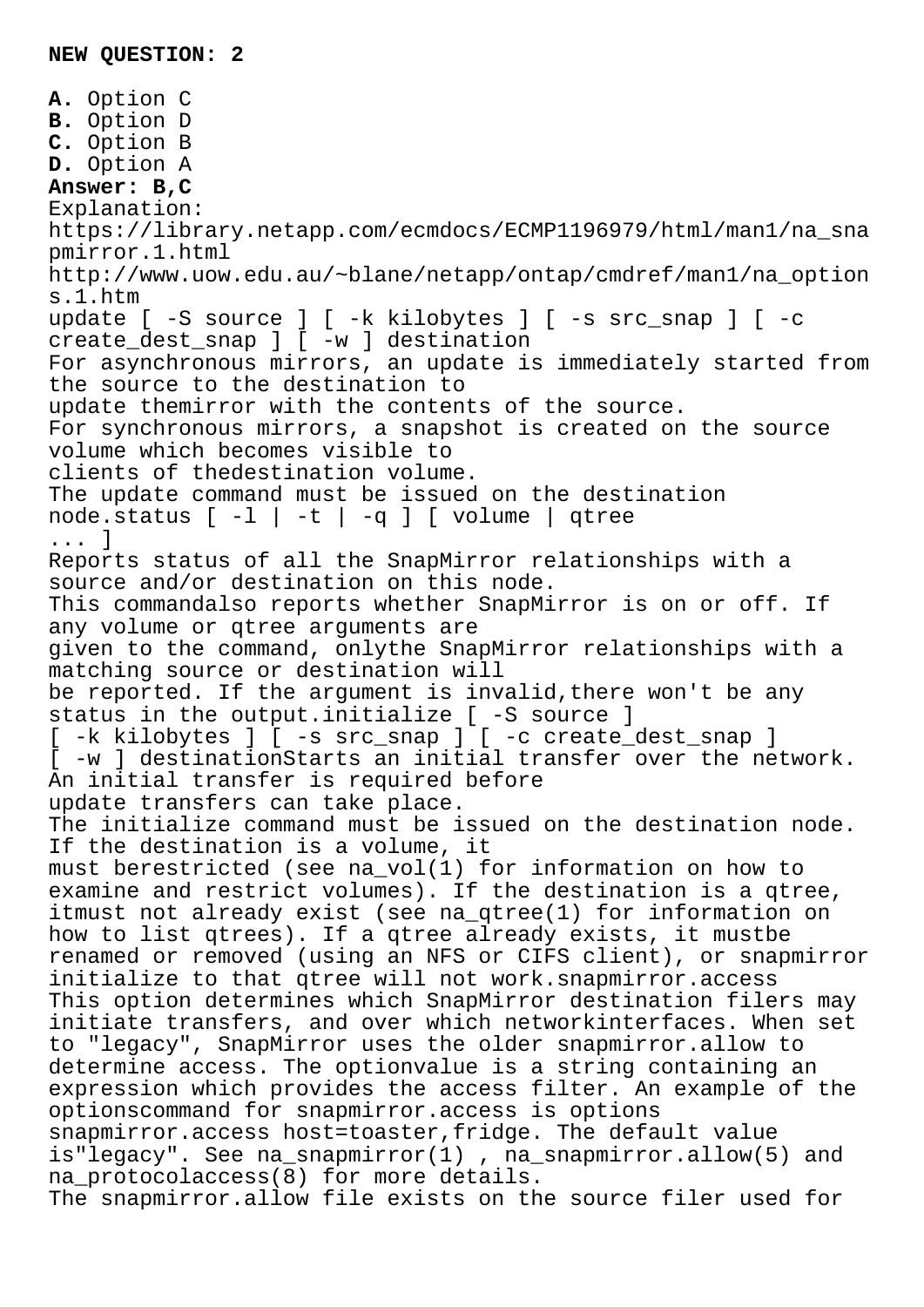**NEW QUESTION: 2**

**A.** Option C
**B.** Option D
**C.** Option B
**D.** Option A
**Answer: B,C**
Explanation:
https://library.netapp.com/ecmdocs/ECMP1196979/html/man1/na_snapmirror.1.html
http://www.uow.edu.au/~blane/netapp/ontap/cmdref/man1/na_options.1.htm
update [ -S source ] [ -k kilobytes ] [ -s src_snap ] [ -c create_dest_snap ] [ -w ] destination
For asynchronous mirrors, an update is immediately started from the source to the destination to
update themirror with the contents of the source.
For synchronous mirrors, a snapshot is created on the source volume which becomes visible to
clients of thedestination volume.
The update command must be issued on the destination node.status [ -l | -t | -q ] [ volume | qtree ... ]
Reports status of all the SnapMirror relationships with a source and/or destination on this node.
This commandalso reports whether SnapMirror is on or off. If any volume or qtree arguments are
given to the command, onlythe SnapMirror relationships with a matching source or destination will
be reported. If the argument is invalid,there won't be any status in the output.initialize [ -S source ]
[ -k kilobytes ] [ -s src_snap ] [ -c create_dest_snap ]
[ -w ] destinationStarts an initial transfer over the network. An initial transfer is required before
update transfers can take place.
The initialize command must be issued on the destination node. If the destination is a volume, it
must berestricted (see na_vol(1) for information on how to examine and restrict volumes). If the destination is a qtree, itmust not already exist (see na_qtree(1) for information on how to list qtrees). If a qtree already exists, it mustbe renamed or removed (using an NFS or CIFS client), or snapmirror initialize to that qtree will not work.snapmirror.access
This option determines which SnapMirror destination filers may initiate transfers, and over which networkinterfaces. When set to "legacy", SnapMirror uses the older snapmirror.allow to determine access. The optionvalue is a string containing an expression which provides the access filter. An example of the optionscommand for snapmirror.access is options snapmirror.access host=toaster,fridge. The default value is"legacy". See na_snapmirror(1) , na_snapmirror.allow(5) and na_protocolaccess(8) for more details.
The snapmirror.allow file exists on the source filer used for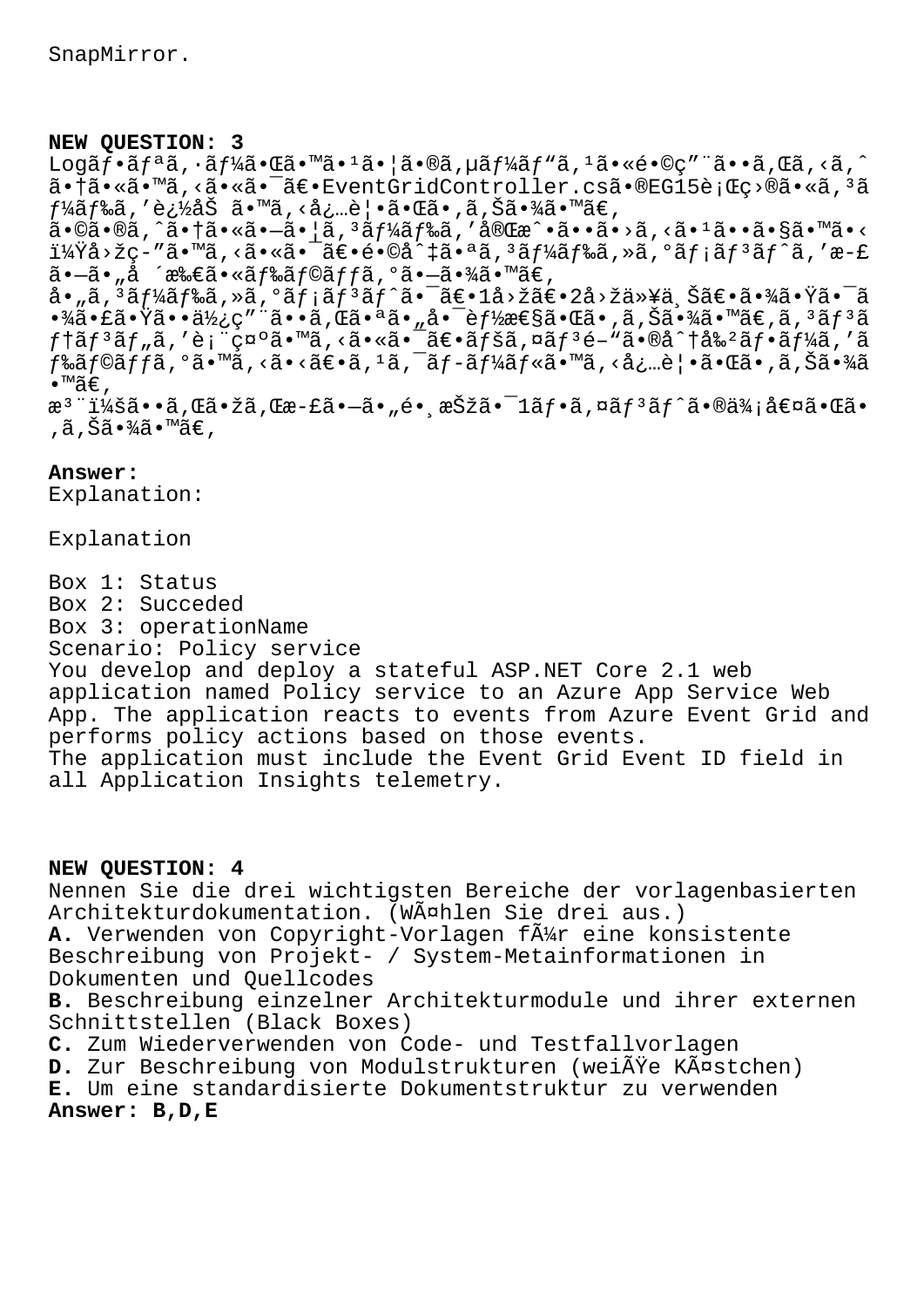SnapMirror.

**NEW QUESTION: 3**

Logãƒ•ãƒªã‚·ãƒ¼ã•Œã•™ã•¹ã•¦ã•®ã‚µãƒ¼ãƒ"ã‚¹ã•«é•©ç"¨ã••ã‚Œã‚‹ã‚ˆã•†ã•«ã•™ã‚‹ã•«ã•¯ã€•EventGridController.csã•®EG15è¡Œç›®ã•«ã‚³ãƒ¼ãƒ‰ã‚'è¿½åŠ ã•™ã‚‹å¿…è¦•ã•Œã•‚ã‚Šã•¾ã•™ã€‚

ã•©ã•®ã‚ˆã•†ã•«ã•—ã•¦ã‚³ãƒ¼ãƒ‰ã‚'完æˆ•ã••ã•›ã‚‹ã•¹ã••ã•§ã•™ã•‹ï¼Ÿå›žç-"ã•™ã‚‹ã•«ã•¯ã€•é•©å^‡ã•ªã‚³ãƒ¼ãƒ‰ã‚»ã‚°ãƒ¡ãƒ³ãƒˆã‚'æ-£ã•—ã•"å ´æ‰€ã•«ãƒ‰ãƒ©ãƒƒã‚°ã•—ã•¾ã•™ã€‚

å•"ã‚³ãƒ¼ãƒ‰ã‚»ã‚°ãƒ¡ãƒ³ãƒˆã•¯ã€•1å›žã€•2å›žä»¥ä¸Šã€•ã•¾ã•Ÿã•¯ã•¾ã•£ã•Ÿã••ä½¿ç"¨ã••ã‚Œã•ªã•"å•¯èƒ½æ€§ã•Œã•‚ã‚Šã•¾ã•™ã€‚ã‚³ãƒ³ãƒ†ãƒ³ãƒ„ã‚'表示ã•™ã‚‹ã•«ã•¯ã€•ãƒšã‚¤ãƒ³é–"ã•®å^†å‰²ãƒ•ãƒ¼ã‚'ãƒ‰ãƒ©ãƒƒã‚°ã•™ã‚‹ã•‹ã€•ã‚¹ã‚¯ãƒ­ãƒ¼ãƒ«ã•™ã‚‹å¿…è¦•ã•Œã•‚ã‚Šã•¾ã•™ã€‚

æ³¨ï¼šã••ã‚Œã•žã‚Œæ-£ã•—ã•"é•¸æŠžã•¯1ãƒ•ã‚¤ãƒ³ãƒˆã•®ä¾¡å€¤ã•Œã•‚ã‚Šã•¾ã•™ã€‚

**Answer:**
Explanation:

Explanation

Box 1: Status
Box 2: Succeded
Box 3: operationName
Scenario: Policy service
You develop and deploy a stateful ASP.NET Core 2.1 web application named Policy service to an Azure App Service Web App. The application reacts to events from Azure Event Grid and performs policy actions based on those events.
The application must include the Event Grid Event ID field in all Application Insights telemetry.

**NEW QUESTION: 4**

Nennen Sie die drei wichtigsten Bereiche der vorlagenbasierten Architekturdokumentation. (WÃ¤hlen Sie drei aus.)
**A.** Verwenden von Copyright-Vorlagen fÃ¼r eine konsistente Beschreibung von Projekt- / System-Metainformationen in Dokumenten und Quellcodes
**B.** Beschreibung einzelner Architekturmodule und ihrer externen Schnittstellen (Black Boxes)
**C.** Zum Wiederverwenden von Code- und Testfallvorlagen
**D.** Zur Beschreibung von Modulstrukturen (weiÃŸe KÃ¤stchen)
**E.** Um eine standardisierte Dokumentstruktur zu verwenden
**Answer: B,D,E**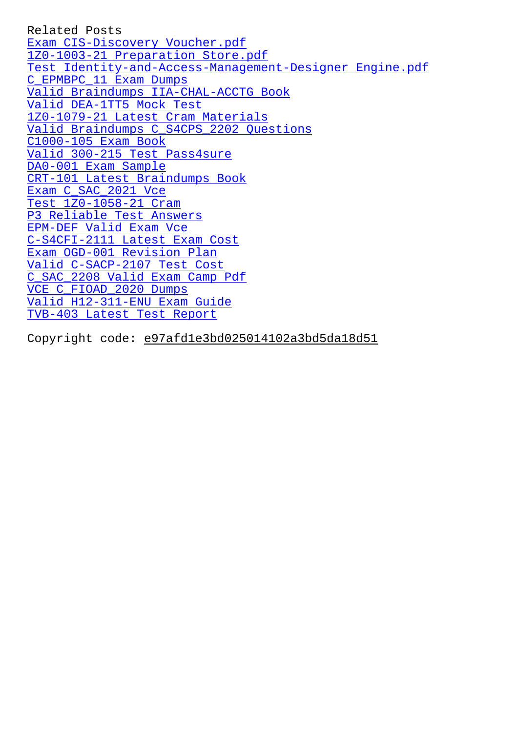Related Posts
Exam CIS-Discovery Voucher.pdf
1Z0-1003-21 Preparation Store.pdf
Test Identity-and-Access-Management-Designer Engine.pdf
C_EPMBPC_11 Exam Dumps
Valid Braindumps IIA-CHAL-ACCTG Book
Valid DEA-1TT5 Mock Test
1Z0-1079-21 Latest Cram Materials
Valid Braindumps C_S4CPS_2202 Questions
C1000-105 Exam Book
Valid 300-215 Test Pass4sure
DA0-001 Exam Sample
CRT-101 Latest Braindumps Book
Exam C_SAC_2021 Vce
Test 1Z0-1058-21 Cram
P3 Reliable Test Answers
EPM-DEF Valid Exam Vce
C-S4CFI-2111 Latest Exam Cost
Exam OGD-001 Revision Plan
Valid C-SACP-2107 Test Cost
C_SAC_2208 Valid Exam Camp Pdf
VCE C_FIOAD_2020 Dumps
Valid H12-311-ENU Exam Guide
TVB-403 Latest Test Report

Copyright code: e97afd1e3bd025014102a3bd5da18d51